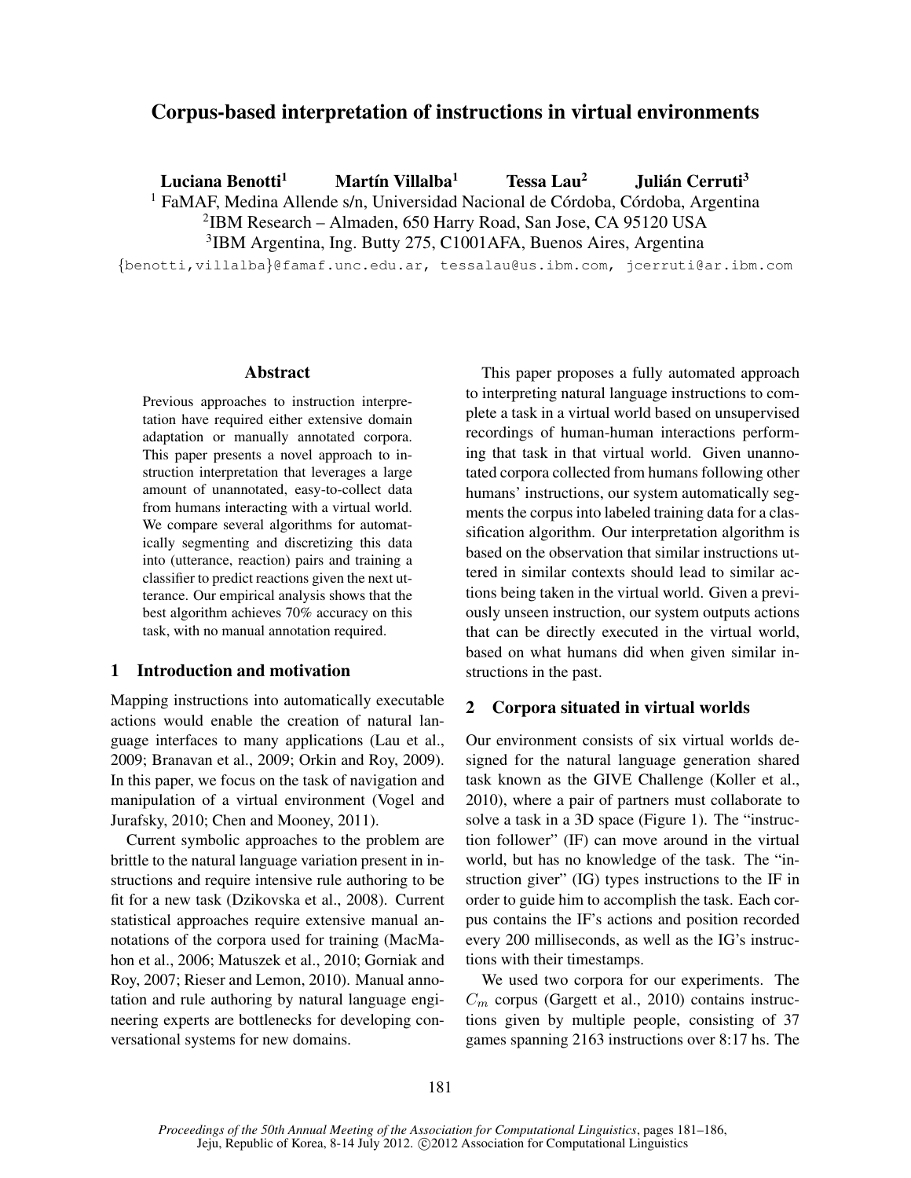# Corpus-based interpretation of instructions in virtual environments

**Luciana Benotti**[1] **Martín Villalba**[1] **Tessa Lau**[2] **Julián Cerruti**[3]

[1] FaMAF, Medina Allende s/n, Universidad Nacional de Córdoba, Córdoba, Argentina
[2]IBM Research – Almaden, 650 Harry Road, San Jose, CA 95120 USA
[3]IBM Argentina, Ing. Butty 275, C1001AFA, Buenos Aires, Argentina

{benotti,villalba}@famaf.unc.edu.ar, tessalau@us.ibm.com, jcerruti@ar.ibm.com

## Abstract

Previous approaches to instruction interpretation have required either extensive domain adaptation or manually annotated corpora. This paper presents a novel approach to instruction interpretation that leverages a large amount of unannotated, easy-to-collect data from humans interacting with a virtual world. We compare several algorithms for automatically segmenting and discretizing this data into (utterance, reaction) pairs and training a classifier to predict reactions given the next utterance. Our empirical analysis shows that the best algorithm achieves 70% accuracy on this task, with no manual annotation required.

## 1 Introduction and motivation

Mapping instructions into automatically executable actions would enable the creation of natural language interfaces to many applications (Lau et al., 2009; Branavan et al., 2009; Orkin and Roy, 2009). In this paper, we focus on the task of navigation and manipulation of a virtual environment (Vogel and Jurafsky, 2010; Chen and Mooney, 2011).

Current symbolic approaches to the problem are brittle to the natural language variation present in instructions and require intensive rule authoring to be fit for a new task (Dzikovska et al., 2008). Current statistical approaches require extensive manual annotations of the corpora used for training (MacMahon et al., 2006; Matuszek et al., 2010; Gorniak and Roy, 2007; Rieser and Lemon, 2010). Manual annotation and rule authoring by natural language engineering experts are bottlenecks for developing conversational systems for new domains.

This paper proposes a fully automated approach to interpreting natural language instructions to complete a task in a virtual world based on unsupervised recordings of human-human interactions performing that task in that virtual world. Given unannotated corpora collected from humans following other humans' instructions, our system automatically segments the corpus into labeled training data for a classification algorithm. Our interpretation algorithm is based on the observation that similar instructions uttered in similar contexts should lead to similar actions being taken in the virtual world. Given a previously unseen instruction, our system outputs actions that can be directly executed in the virtual world, based on what humans did when given similar instructions in the past.

## 2 Corpora situated in virtual worlds

Our environment consists of six virtual worlds designed for the natural language generation shared task known as the GIVE Challenge (Koller et al., 2010), where a pair of partners must collaborate to solve a task in a 3D space (Figure 1). The "instruction follower" (IF) can move around in the virtual world, but has no knowledge of the task. The "instruction giver" (IG) types instructions to the IF in order to guide him to accomplish the task. Each corpus contains the IF's actions and position recorded every 200 milliseconds, as well as the IG's instructions with their timestamps.

We used two corpora for our experiments. The $C_m$ corpus (Gargett et al., 2010) contains instructions given by multiple people, consisting of 37 games spanning 2163 instructions over 8:17 hs. The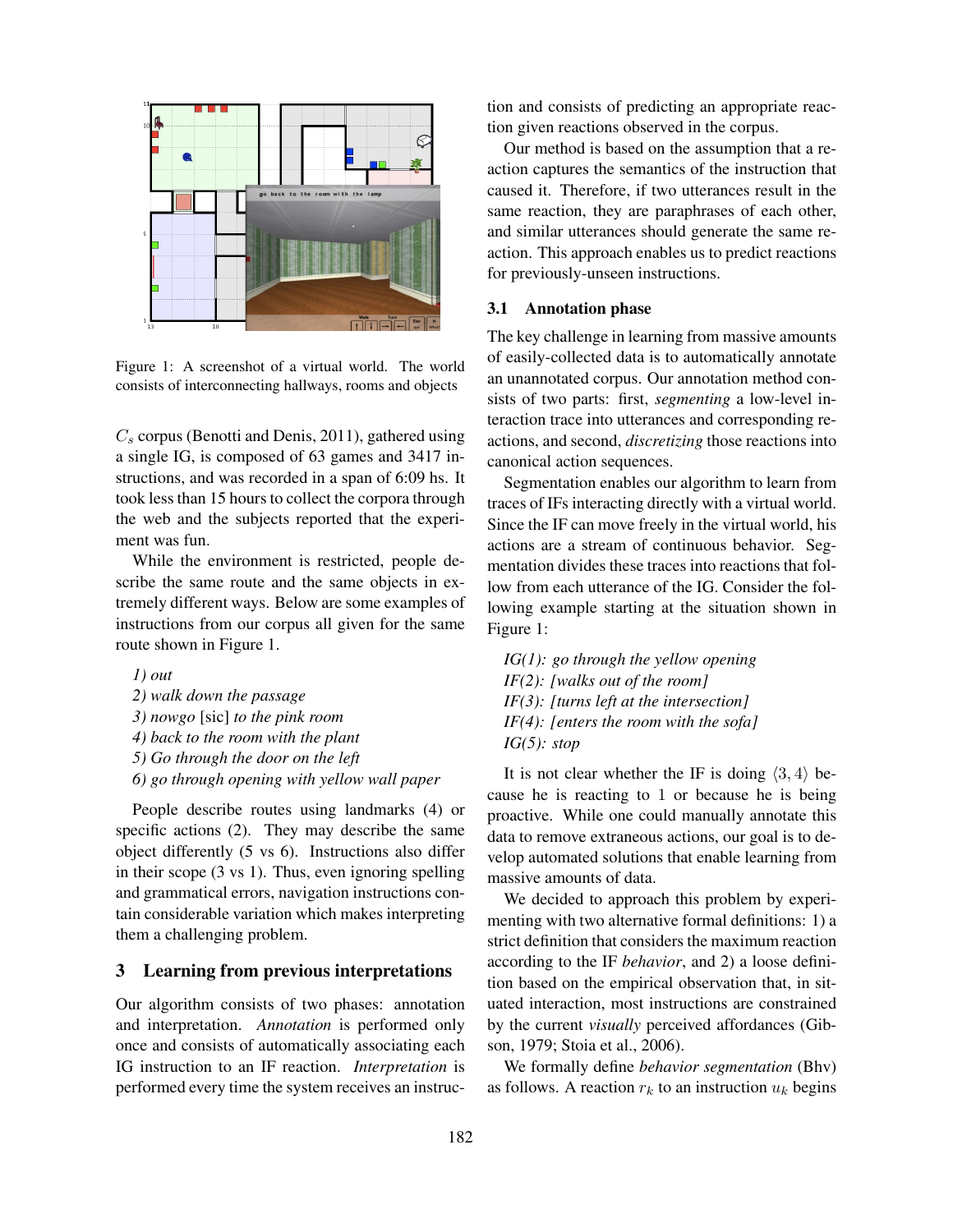Figure 1: A screenshot of a virtual world. The world consists of interconnecting hallways, rooms and objects

$C_s$ corpus (Benotti and Denis, 2011), gathered using a single IG, is composed of 63 games and 3417 instructions, and was recorded in a span of 6:09 hs. It took less than 15 hours to collect the corpora through the web and the subjects reported that the experiment was fun.

While the environment is restricted, people describe the same route and the same objects in extremely different ways. Below are some examples of instructions from our corpus all given for the same route shown in Figure 1.

*1) out*
*2) walk down the passage*
*3) nowgo* [sic] *to the pink room*
*4) back to the room with the plant*
*5) Go through the door on the left*
*6) go through opening with yellow wall paper*

People describe routes using landmarks (4) or specific actions (2). They may describe the same object differently (5 vs 6). Instructions also differ in their scope (3 vs 1). Thus, even ignoring spelling and grammatical errors, navigation instructions contain considerable variation which makes interpreting them a challenging problem.

## 3 Learning from previous interpretations

Our algorithm consists of two phases: annotation and interpretation. *Annotation* is performed only once and consists of automatically associating each IG instruction to an IF reaction. *Interpretation* is performed every time the system receives an instruction and consists of predicting an appropriate reaction given reactions observed in the corpus.

Our method is based on the assumption that a reaction captures the semantics of the instruction that caused it. Therefore, if two utterances result in the same reaction, they are paraphrases of each other, and similar utterances should generate the same reaction. This approach enables us to predict reactions for previously-unseen instructions.

### 3.1 Annotation phase

The key challenge in learning from massive amounts of easily-collected data is to automatically annotate an unannotated corpus. Our annotation method consists of two parts: first, *segmenting* a low-level interaction trace into utterances and corresponding reactions, and second, *discretizing* those reactions into canonical action sequences.

Segmentation enables our algorithm to learn from traces of IFs interacting directly with a virtual world. Since the IF can move freely in the virtual world, his actions are a stream of continuous behavior. Segmentation divides these traces into reactions that follow from each utterance of the IG. Consider the following example starting at the situation shown in Figure 1:

*IG(1): go through the yellow opening*
*IF(2): [walks out of the room]*
*IF(3): [turns left at the intersection]*
*IF(4): [enters the room with the sofa]*
*IG(5): stop*

It is not clear whether the IF is doing $\langle 3, 4 \rangle$ because he is reacting to 1 or because he is being proactive. While one could manually annotate this data to remove extraneous actions, our goal is to develop automated solutions that enable learning from massive amounts of data.

We decided to approach this problem by experimenting with two alternative formal definitions: 1) a strict definition that considers the maximum reaction according to the IF *behavior*, and 2) a loose definition based on the empirical observation that, in situated interaction, most instructions are constrained by the current *visually* perceived affordances (Gibson, 1979; Stoia et al., 2006).

We formally define *behavior segmentation* (Bhv) as follows. A reaction $r_k$ to an instruction $u_k$ begins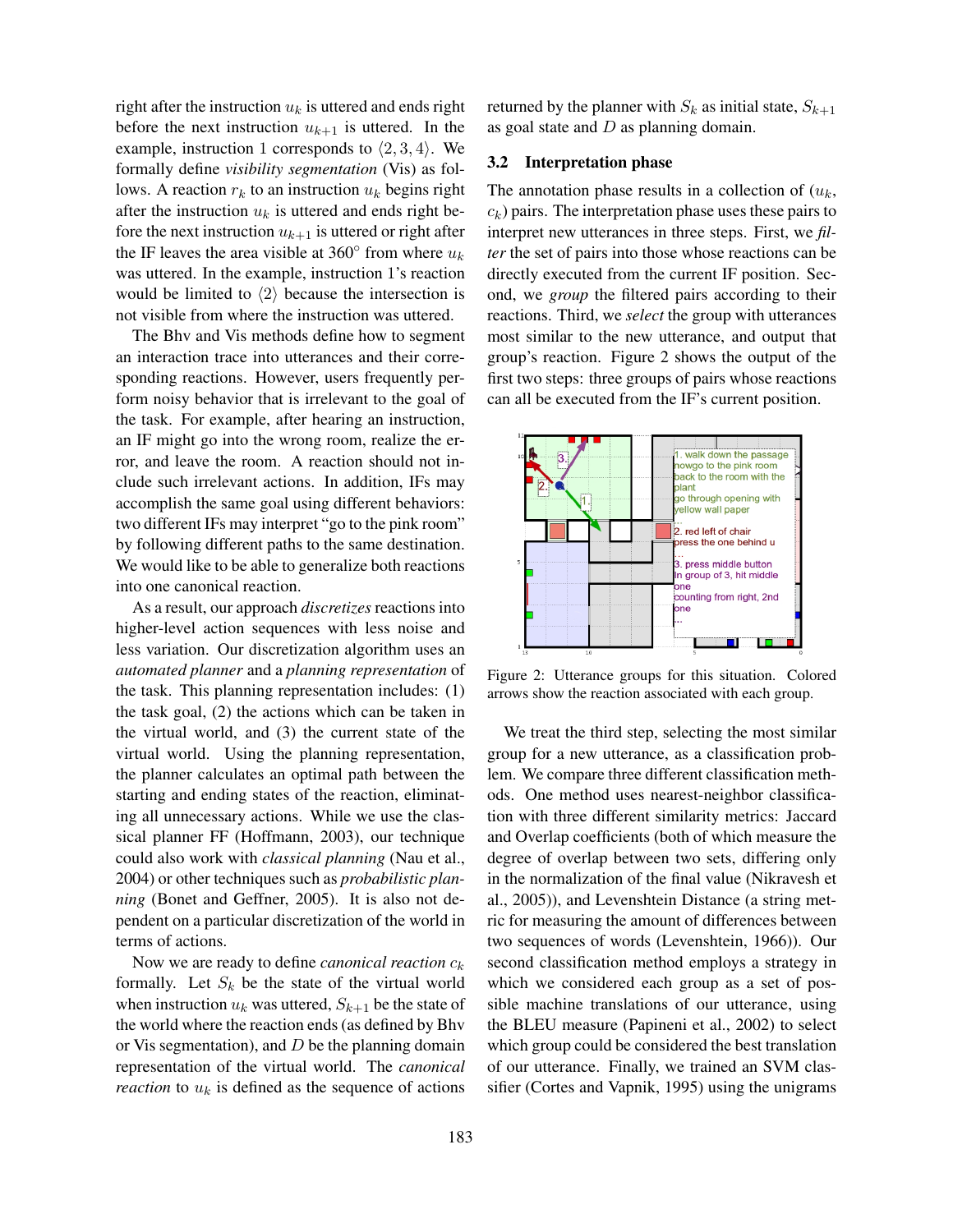right after the instruction $u_k$ is uttered and ends right before the next instruction $u_{k+1}$ is uttered. In the example, instruction 1 corresponds to $\langle 2, 3, 4 \rangle$. We formally define *visibility segmentation* (Vis) as follows. A reaction $r_k$ to an instruction $u_k$ begins right after the instruction $u_k$ is uttered and ends right before the next instruction $u_{k+1}$ is uttered or right after the IF leaves the area visible at 360° from where $u_k$ was uttered. In the example, instruction 1's reaction would be limited to $\langle 2 \rangle$ because the intersection is not visible from where the instruction was uttered.

The Bhv and Vis methods define how to segment an interaction trace into utterances and their corresponding reactions. However, users frequently perform noisy behavior that is irrelevant to the goal of the task. For example, after hearing an instruction, an IF might go into the wrong room, realize the error, and leave the room. A reaction should not include such irrelevant actions. In addition, IFs may accomplish the same goal using different behaviors: two different IFs may interpret "go to the pink room" by following different paths to the same destination. We would like to be able to generalize both reactions into one canonical reaction.

As a result, our approach *discretizes* reactions into higher-level action sequences with less noise and less variation. Our discretization algorithm uses an *automated planner* and a *planning representation* of the task. This planning representation includes: (1) the task goal, (2) the actions which can be taken in the virtual world, and (3) the current state of the virtual world. Using the planning representation, the planner calculates an optimal path between the starting and ending states of the reaction, eliminating all unnecessary actions. While we use the classical planner FF (Hoffmann, 2003), our technique could also work with *classical planning* (Nau et al., 2004) or other techniques such as *probabilistic planning* (Bonet and Geffner, 2005). It is also not dependent on a particular discretization of the world in terms of actions.

Now we are ready to define *canonical reaction* $c_k$ formally. Let $S_k$ be the state of the virtual world when instruction $u_k$ was uttered, $S_{k+1}$ be the state of the world where the reaction ends (as defined by Bhv or Vis segmentation), and $D$ be the planning domain representation of the virtual world. The *canonical reaction* to $u_k$ is defined as the sequence of actions returned by the planner with $S_k$ as initial state, $S_{k+1}$ as goal state and $D$ as planning domain.

### 3.2 Interpretation phase

The annotation phase results in a collection of ($u_k$, $c_k$) pairs. The interpretation phase uses these pairs to interpret new utterances in three steps. First, we *filter* the set of pairs into those whose reactions can be directly executed from the current IF position. Second, we *group* the filtered pairs according to their reactions. Third, we *select* the group with utterances most similar to the new utterance, and output that group's reaction. Figure 2 shows the output of the first two steps: three groups of pairs whose reactions can all be executed from the IF's current position.

Figure 2: Utterance groups for this situation. Colored arrows show the reaction associated with each group.

We treat the third step, selecting the most similar group for a new utterance, as a classification problem. We compare three different classification methods. One method uses nearest-neighbor classification with three different similarity metrics: Jaccard and Overlap coefficients (both of which measure the degree of overlap between two sets, differing only in the normalization of the final value (Nikravesh et al., 2005)), and Levenshtein Distance (a string metric for measuring the amount of differences between two sequences of words (Levenshtein, 1966)). Our second classification method employs a strategy in which we considered each group as a set of possible machine translations of our utterance, using the BLEU measure (Papineni et al., 2002) to select which group could be considered the best translation of our utterance. Finally, we trained an SVM classifier (Cortes and Vapnik, 1995) using the unigrams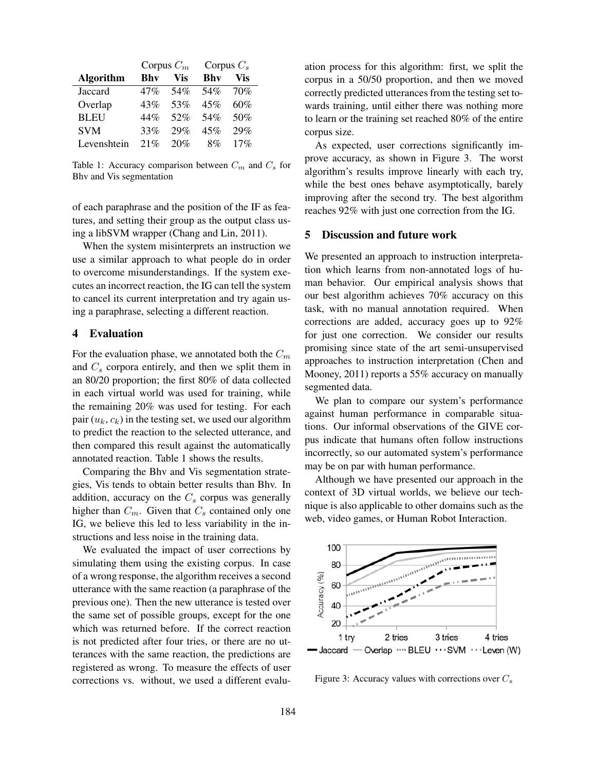|  | Corpus $C_m$ |  | Corpus $C_s$ |  |
|---|---|---|---|---|
| **Algorithm** | **Bhv** | **Vis** | **Bhv** | **Vis** |
| Jaccard | 47% | 54% | 54% | 70% |
| Overlap | 43% | 53% | 45% | 60% |
| BLEU | 44% | 52% | 54% | 50% |
| SVM | 33% | 29% | 45% | 29% |
| Levenshtein | 21% | 20% | 8% | 17% |

Table 1: Accuracy comparison between $C_m$ and $C_s$ for Bhv and Vis segmentation

of each paraphrase and the position of the IF as features, and setting their group as the output class using a libSVM wrapper (Chang and Lin, 2011).

When the system misinterprets an instruction we use a similar approach to what people do in order to overcome misunderstandings. If the system executes an incorrect reaction, the IG can tell the system to cancel its current interpretation and try again using a paraphrase, selecting a different reaction.

## 4 Evaluation

For the evaluation phase, we annotated both the $C_m$ and $C_s$ corpora entirely, and then we split them in an 80/20 proportion; the first 80% of data collected in each virtual world was used for training, while the remaining 20% was used for testing. For each pair $(u_k, c_k)$ in the testing set, we used our algorithm to predict the reaction to the selected utterance, and then compared this result against the automatically annotated reaction. Table 1 shows the results.

Comparing the Bhv and Vis segmentation strategies, Vis tends to obtain better results than Bhv. In addition, accuracy on the $C_s$ corpus was generally higher than $C_m$. Given that $C_s$ contained only one IG, we believe this led to less variability in the instructions and less noise in the training data.

We evaluated the impact of user corrections by simulating them using the existing corpus. In case of a wrong response, the algorithm receives a second utterance with the same reaction (a paraphrase of the previous one). Then the new utterance is tested over the same set of possible groups, except for the one which was returned before. If the correct reaction is not predicted after four tries, or there are no utterances with the same reaction, the predictions are registered as wrong. To measure the effects of user corrections vs. without, we used a different evaluation process for this algorithm: first, we split the corpus in a 50/50 proportion, and then we moved correctly predicted utterances from the testing set towards training, until either there was nothing more to learn or the training set reached 80% of the entire corpus size.

As expected, user corrections significantly improve accuracy, as shown in Figure 3. The worst algorithm's results improve linearly with each try, while the best ones behave asymptotically, barely improving after the second try. The best algorithm reaches 92% with just one correction from the IG.

## 5 Discussion and future work

We presented an approach to instruction interpretation which learns from non-annotated logs of human behavior. Our empirical analysis shows that our best algorithm achieves 70% accuracy on this task, with no manual annotation required. When corrections are added, accuracy goes up to 92% for just one correction. We consider our results promising since state of the art semi-unsupervised approaches to instruction interpretation (Chen and Mooney, 2011) reports a 55% accuracy on manually segmented data.

We plan to compare our system's performance against human performance in comparable situations. Our informal observations of the GIVE corpus indicate that humans often follow instructions incorrectly, so our automated system's performance may be on par with human performance.

Although we have presented our approach in the context of 3D virtual worlds, we believe our technique is also applicable to other domains such as the web, video games, or Human Robot Interaction.

Figure 3: Accuracy values with corrections over $C_s$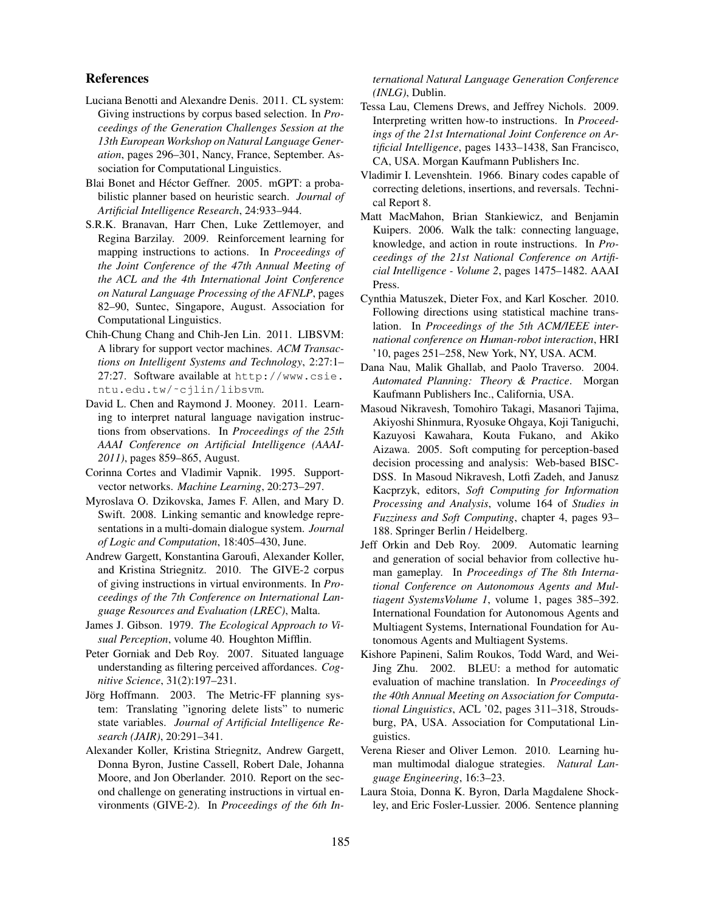## References

Luciana Benotti and Alexandre Denis. 2011. CL system: Giving instructions by corpus based selection. In *Proceedings of the Generation Challenges Session at the 13th European Workshop on Natural Language Generation*, pages 296–301, Nancy, France, September. Association for Computational Linguistics.

Blai Bonet and Héctor Geffner. 2005. mGPT: a probabilistic planner based on heuristic search. *Journal of Artificial Intelligence Research*, 24:933–944.

S.R.K. Branavan, Harr Chen, Luke Zettlemoyer, and Regina Barzilay. 2009. Reinforcement learning for mapping instructions to actions. In *Proceedings of the Joint Conference of the 47th Annual Meeting of the ACL and the 4th International Joint Conference on Natural Language Processing of the AFNLP*, pages 82–90, Suntec, Singapore, August. Association for Computational Linguistics.

Chih-Chung Chang and Chih-Jen Lin. 2011. LIBSVM: A library for support vector machines. *ACM Transactions on Intelligent Systems and Technology*, 2:27:1–27:27. Software available at `http://www.csie.ntu.edu.tw/~cjlin/libsvm`.

David L. Chen and Raymond J. Mooney. 2011. Learning to interpret natural language navigation instructions from observations. In *Proceedings of the 25th AAAI Conference on Artificial Intelligence (AAAI-2011)*, pages 859–865, August.

Corinna Cortes and Vladimir Vapnik. 1995. Support-vector networks. *Machine Learning*, 20:273–297.

Myroslava O. Dzikovska, James F. Allen, and Mary D. Swift. 2008. Linking semantic and knowledge representations in a multi-domain dialogue system. *Journal of Logic and Computation*, 18:405–430, June.

Andrew Gargett, Konstantina Garoufi, Alexander Koller, and Kristina Striegnitz. 2010. The GIVE-2 corpus of giving instructions in virtual environments. In *Proceedings of the 7th Conference on International Language Resources and Evaluation (LREC)*, Malta.

James J. Gibson. 1979. *The Ecological Approach to Visual Perception*, volume 40. Houghton Mifflin.

Peter Gorniak and Deb Roy. 2007. Situated language understanding as filtering perceived affordances. *Cognitive Science*, 31(2):197–231.

Jörg Hoffmann. 2003. The Metric-FF planning system: Translating "ignoring delete lists" to numeric state variables. *Journal of Artificial Intelligence Research (JAIR)*, 20:291–341.

Alexander Koller, Kristina Striegnitz, Andrew Gargett, Donna Byron, Justine Cassell, Robert Dale, Johanna Moore, and Jon Oberlander. 2010. Report on the second challenge on generating instructions in virtual environments (GIVE-2). In *Proceedings of the 6th International Natural Language Generation Conference (INLG)*, Dublin.

Tessa Lau, Clemens Drews, and Jeffrey Nichols. 2009. Interpreting written how-to instructions. In *Proceedings of the 21st International Joint Conference on Artificial Intelligence*, pages 1433–1438, San Francisco, CA, USA. Morgan Kaufmann Publishers Inc.

Vladimir I. Levenshtein. 1966. Binary codes capable of correcting deletions, insertions, and reversals. Technical Report 8.

Matt MacMahon, Brian Stankiewicz, and Benjamin Kuipers. 2006. Walk the talk: connecting language, knowledge, and action in route instructions. In *Proceedings of the 21st National Conference on Artificial Intelligence - Volume 2*, pages 1475–1482. AAAI Press.

Cynthia Matuszek, Dieter Fox, and Karl Koscher. 2010. Following directions using statistical machine translation. In *Proceedings of the 5th ACM/IEEE international conference on Human-robot interaction*, HRI '10, pages 251–258, New York, NY, USA. ACM.

Dana Nau, Malik Ghallab, and Paolo Traverso. 2004. *Automated Planning: Theory & Practice*. Morgan Kaufmann Publishers Inc., California, USA.

Masoud Nikravesh, Tomohiro Takagi, Masanori Tajima, Akiyoshi Shinmura, Ryosuke Ohgaya, Koji Taniguchi, Kazuyosi Kawahara, Kouta Fukano, and Akiko Aizawa. 2005. Soft computing for perception-based decision processing and analysis: Web-based BISC-DSS. In Masoud Nikravesh, Lotfi Zadeh, and Janusz Kacprzyk, editors, *Soft Computing for Information Processing and Analysis*, volume 164 of *Studies in Fuzziness and Soft Computing*, chapter 4, pages 93–188. Springer Berlin / Heidelberg.

Jeff Orkin and Deb Roy. 2009. Automatic learning and generation of social behavior from collective human gameplay. In *Proceedings of The 8th International Conference on Autonomous Agents and Multiagent SystemsVolume 1*, volume 1, pages 385–392. International Foundation for Autonomous Agents and Multiagent Systems, International Foundation for Autonomous Agents and Multiagent Systems.

Kishore Papineni, Salim Roukos, Todd Ward, and Wei-Jing Zhu. 2002. BLEU: a method for automatic evaluation of machine translation. In *Proceedings of the 40th Annual Meeting on Association for Computational Linguistics*, ACL '02, pages 311–318, Stroudsburg, PA, USA. Association for Computational Linguistics.

Verena Rieser and Oliver Lemon. 2010. Learning human multimodal dialogue strategies. *Natural Language Engineering*, 16:3–23.

Laura Stoia, Donna K. Byron, Darla Magdalene Shockley, and Eric Fosler-Lussier. 2006. Sentence planning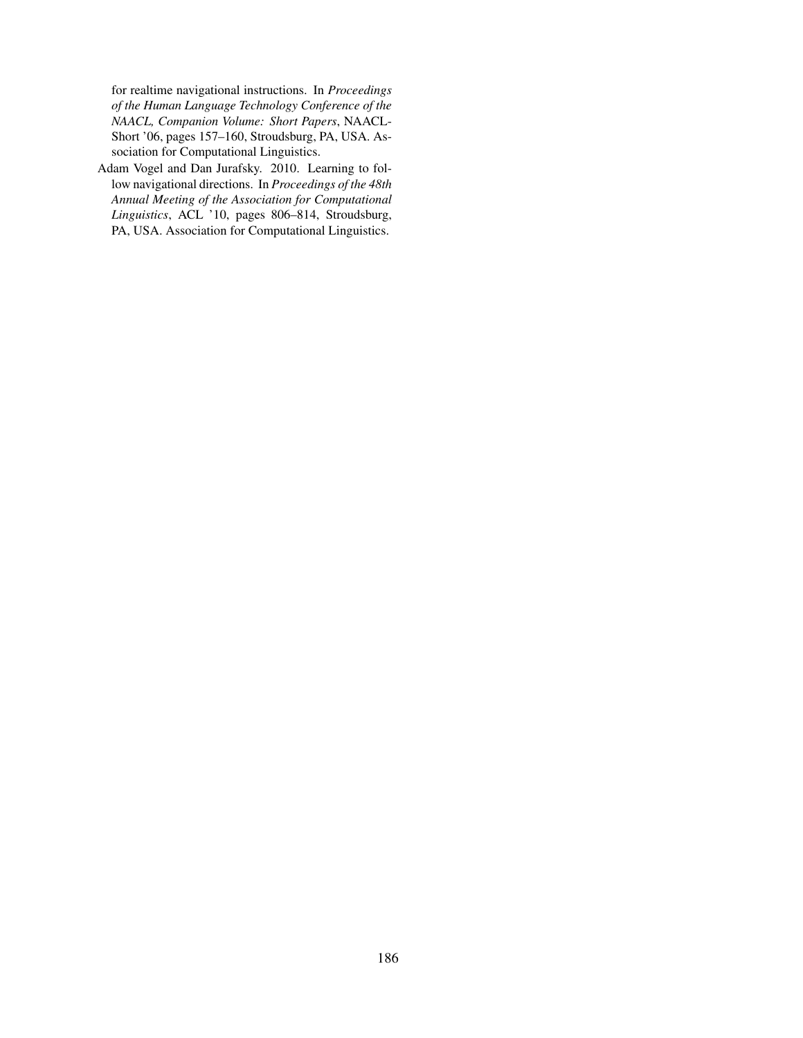for realtime navigational instructions. In *Proceedings of the Human Language Technology Conference of the NAACL, Companion Volume: Short Papers*, NAACL-Short '06, pages 157–160, Stroudsburg, PA, USA. Association for Computational Linguistics.

Adam Vogel and Dan Jurafsky. 2010. Learning to follow navigational directions. In *Proceedings of the 48th Annual Meeting of the Association for Computational Linguistics*, ACL '10, pages 806–814, Stroudsburg, PA, USA. Association for Computational Linguistics.